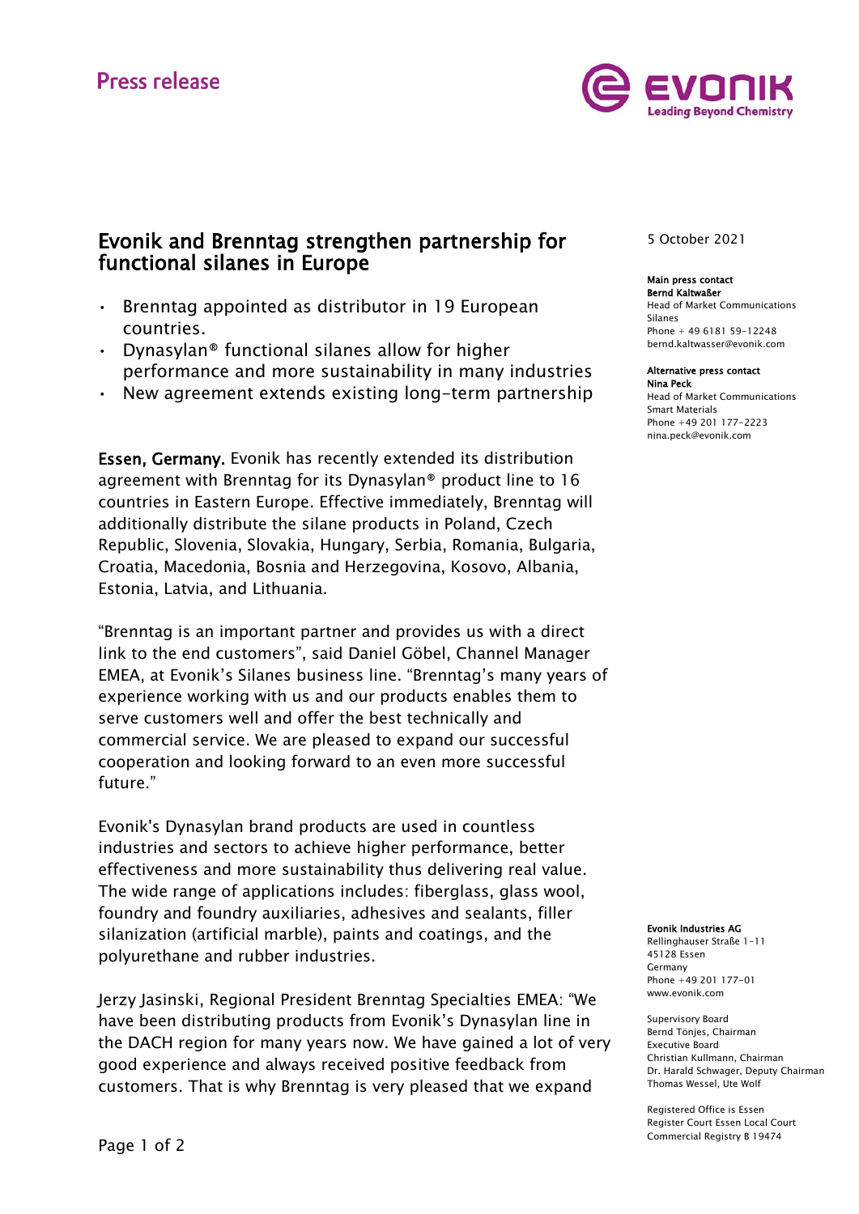Press release

# Evonik and Brenntag strengthen partnership for functional silanes in Europe

- Brenntag appointed as distributor in 19 European countries.
- Dynasylan® functional silanes allow for higher performance and more sustainability in many industries
- New agreement extends existing long-term partnership

**Essen, Germany.** Evonik has recently extended its distribution agreement with Brenntag for its Dynasylan® product line to 16 countries in Eastern Europe. Effective immediately, Brenntag will additionally distribute the silane products in Poland, Czech Republic, Slovenia, Slovakia, Hungary, Serbia, Romania, Bulgaria, Croatia, Macedonia, Bosnia and Herzegovina, Kosovo, Albania, Estonia, Latvia, and Lithuania.

"Brenntag is an important partner and provides us with a direct link to the end customers", said Daniel Göbel, Channel Manager EMEA, at Evonik's Silanes business line. "Brenntag's many years of experience working with us and our products enables them to serve customers well and offer the best technically and commercial service. We are pleased to expand our successful cooperation and looking forward to an even more successful future."

Evonik's Dynasylan brand products are used in countless industries and sectors to achieve higher performance, better effectiveness and more sustainability thus delivering real value. The wide range of applications includes: fiberglass, glass wool, foundry and foundry auxiliaries, adhesives and sealants, filler silanization (artificial marble), paints and coatings, and the polyurethane and rubber industries.

Jerzy Jasinski, Regional President Brenntag Specialties EMEA: "We have been distributing products from Evonik's Dynasylan line in the DACH region for many years now. We have gained a lot of very good experience and always received positive feedback from customers. That is why Brenntag is very pleased that we expand

5 October 2021

**Main press contact**
**Bernd Kaltwaßer**
Head of Market Communications Silanes
Phone + 49 6181 59-12248
bernd.kaltwasser@evonik.com

**Alternative press contact**
**Nina Peck**
Head of Market Communications Smart Materials
Phone +49 201 177-2223
nina.peck@evonik.com

**Evonik Industries AG**
Rellinghauser Straße 1-11
45128 Essen
Germany
Phone +49 201 177-01
www.evonik.com

Supervisory Board
Bernd Tönjes, Chairman
Executive Board
Christian Kullmann, Chairman
Dr. Harald Schwager, Deputy Chairman
Thomas Wessel, Ute Wolf

Registered Office is Essen
Register Court Essen Local Court
Commercial Registry B 19474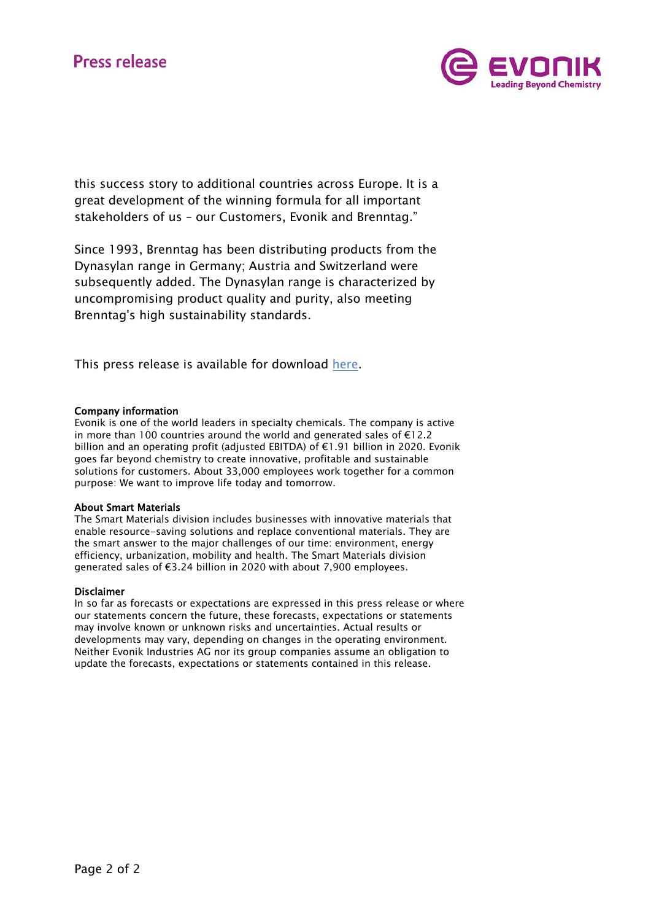this success story to additional countries across Europe. It is a great development of the winning formula for all important stakeholders of us – our Customers, Evonik and Brenntag."

Since 1993, Brenntag has been distributing products from the Dynasylan range in Germany; Austria and Switzerland were subsequently added. The Dynasylan range is characterized by uncompromising product quality and purity, also meeting Brenntag's high sustainability standards.

This press release is available for download here.

**Company information**
Evonik is one of the world leaders in specialty chemicals. The company is active in more than 100 countries around the world and generated sales of €12.2 billion and an operating profit (adjusted EBITDA) of €1.91 billion in 2020. Evonik goes far beyond chemistry to create innovative, profitable and sustainable solutions for customers. About 33,000 employees work together for a common purpose: We want to improve life today and tomorrow.

**About Smart Materials**
The Smart Materials division includes businesses with innovative materials that enable resource-saving solutions and replace conventional materials. They are the smart answer to the major challenges of our time: environment, energy efficiency, urbanization, mobility and health. The Smart Materials division generated sales of €3.24 billion in 2020 with about 7,900 employees.

**Disclaimer**
In so far as forecasts or expectations are expressed in this press release or where our statements concern the future, these forecasts, expectations or statements may involve known or unknown risks and uncertainties. Actual results or developments may vary, depending on changes in the operating environment. Neither Evonik Industries AG nor its group companies assume an obligation to update the forecasts, expectations or statements contained in this release.